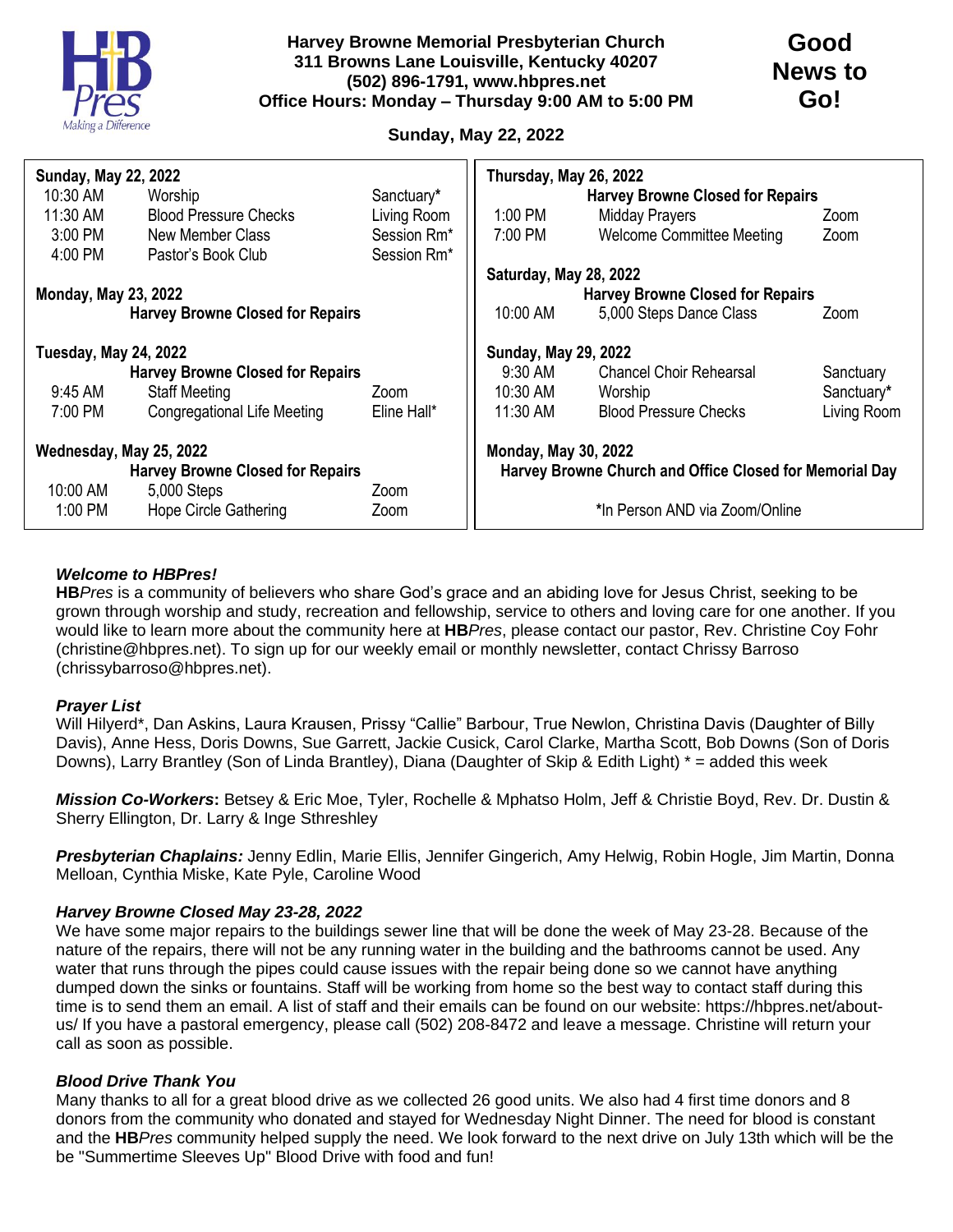**Harvey Browne Memorial Presbyterian Church**
**311 Browns Lane Louisville, Kentucky 40207**
**(502) 896-1791, www.hbpres.net**
**Office Hours: Monday – Thursday 9:00 AM to 5:00 PM**

# Good News to Go!

**Sunday, May 22, 2022**

**Sunday, May 22, 2022**

| Time | Event | Location |
|---|---|---|
| 10:30 AM | Worship | Sanctuary* |
| 11:30 AM | Blood Pressure Checks | Living Room |
| 3:00 PM | New Member Class | Session Rm* |
| 4:00 PM | Pastor's Book Club | Session Rm* |

**Monday, May 23, 2022**

**Harvey Browne Closed for Repairs**

**Tuesday, May 24, 2022**

**Harvey Browne Closed for Repairs**

| Time | Event | Location |
|---|---|---|
| 9:45 AM | Staff Meeting | Zoom |
| 7:00 PM | Congregational Life Meeting | Eline Hall* |

**Wednesday, May 25, 2022**

**Harvey Browne Closed for Repairs**

| Time | Event | Location |
|---|---|---|
| 10:00 AM | 5,000 Steps | Zoom |
| 1:00 PM | Hope Circle Gathering | Zoom |

**Thursday, May 26, 2022**

**Harvey Browne Closed for Repairs**

| Time | Event | Location |
|---|---|---|
| 1:00 PM | Midday Prayers | Zoom |
| 7:00 PM | Welcome Committee Meeting | Zoom |

**Saturday, May 28, 2022**

**Harvey Browne Closed for Repairs**

| Time | Event | Location |
|---|---|---|
| 10:00 AM | 5,000 Steps Dance Class | Zoom |

**Sunday, May 29, 2022**

| Time | Event | Location |
|---|---|---|
| 9:30 AM | Chancel Choir Rehearsal | Sanctuary |
| 10:30 AM | Worship | Sanctuary* |
| 11:30 AM | Blood Pressure Checks | Living Room |

**Monday, May 30, 2022**

**Harvey Browne Church and Office Closed for Memorial Day**

*In Person AND via Zoom/Online

***Welcome to HBPres!***

**HB***Pres* is a community of believers who share God's grace and an abiding love for Jesus Christ, seeking to be grown through worship and study, recreation and fellowship, service to others and loving care for one another. If you would like to learn more about the community here at **HB***Pres*, please contact our pastor, Rev. Christine Coy Fohr (christine@hbpres.net). To sign up for our weekly email or monthly newsletter, contact Chrissy Barroso (chrissybarroso@hbpres.net).

***Prayer List***

Will Hilyerd*, Dan Askins, Laura Krausen, Prissy "Callie" Barbour, True Newlon, Christina Davis (Daughter of Billy Davis), Anne Hess, Doris Downs, Sue Garrett, Jackie Cusick, Carol Clarke, Martha Scott, Bob Downs (Son of Doris Downs), Larry Brantley (Son of Linda Brantley), Diana (Daughter of Skip & Edith Light) * = added this week

***Mission Co-Workers*****:** Betsey & Eric Moe, Tyler, Rochelle & Mphatso Holm, Jeff & Christie Boyd, Rev. Dr. Dustin & Sherry Ellington, Dr. Larry & Inge Sthreshley

***Presbyterian Chaplains:*** Jenny Edlin, Marie Ellis, Jennifer Gingerich, Amy Helwig, Robin Hogle, Jim Martin, Donna Melloan, Cynthia Miske, Kate Pyle, Caroline Wood

***Harvey Browne Closed May 23-28, 2022***

We have some major repairs to the buildings sewer line that will be done the week of May 23-28. Because of the nature of the repairs, there will not be any running water in the building and the bathrooms cannot be used. Any water that runs through the pipes could cause issues with the repair being done so we cannot have anything dumped down the sinks or fountains. Staff will be working from home so the best way to contact staff during this time is to send them an email. A list of staff and their emails can be found on our website: https://hbpres.net/about-us/ If you have a pastoral emergency, please call (502) 208-8472 and leave a message. Christine will return your call as soon as possible.

***Blood Drive Thank You***

Many thanks to all for a great blood drive as we collected 26 good units. We also had 4 first time donors and 8 donors from the community who donated and stayed for Wednesday Night Dinner. The need for blood is constant and the **HB***Pres* community helped supply the need. We look forward to the next drive on July 13th which will be the be "Summertime Sleeves Up" Blood Drive with food and fun!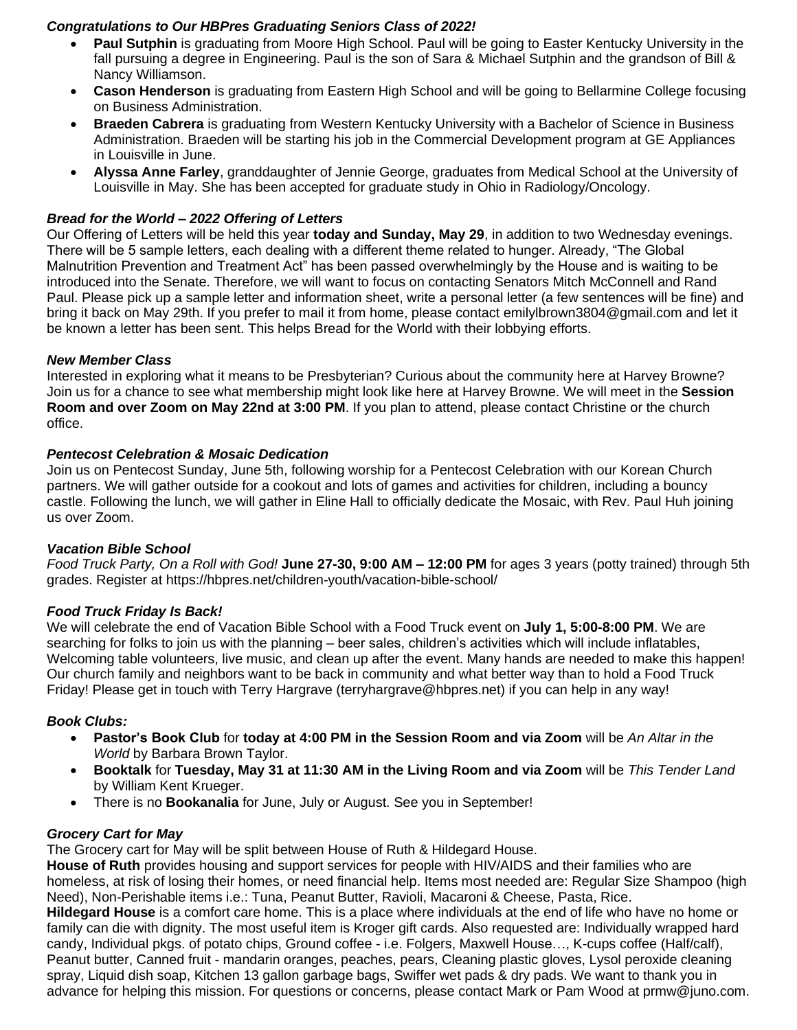### *Congratulations to Our HBPres Graduating Seniors Class of 2022!*

- **Paul Sutphin** is graduating from Moore High School. Paul will be going to Easter Kentucky University in the fall pursuing a degree in Engineering. Paul is the son of Sara & Michael Sutphin and the grandson of Bill & Nancy Williamson.
- **Cason Henderson** is graduating from Eastern High School and will be going to Bellarmine College focusing on Business Administration.
- **Braeden Cabrera** is graduating from Western Kentucky University with a Bachelor of Science in Business Administration. Braeden will be starting his job in the Commercial Development program at GE Appliances in Louisville in June.
- **Alyssa Anne Farley**, granddaughter of Jennie George, graduates from Medical School at the University of Louisville in May. She has been accepted for graduate study in Ohio in Radiology/Oncology.

### *Bread for the World – 2022 Offering of Letters*

Our Offering of Letters will be held this year **today and Sunday, May 29**, in addition to two Wednesday evenings. There will be 5 sample letters, each dealing with a different theme related to hunger. Already, "The Global Malnutrition Prevention and Treatment Act" has been passed overwhelmingly by the House and is waiting to be introduced into the Senate. Therefore, we will want to focus on contacting Senators Mitch McConnell and Rand Paul. Please pick up a sample letter and information sheet, write a personal letter (a few sentences will be fine) and bring it back on May 29th. If you prefer to mail it from home, please contact emilylbrown3804@gmail.com and let it be known a letter has been sent. This helps Bread for the World with their lobbying efforts.

### *New Member Class*

Interested in exploring what it means to be Presbyterian? Curious about the community here at Harvey Browne? Join us for a chance to see what membership might look like here at Harvey Browne. We will meet in the **Session Room and over Zoom on May 22nd at 3:00 PM**. If you plan to attend, please contact Christine or the church office.

### *Pentecost Celebration & Mosaic Dedication*

Join us on Pentecost Sunday, June 5th, following worship for a Pentecost Celebration with our Korean Church partners. We will gather outside for a cookout and lots of games and activities for children, including a bouncy castle. Following the lunch, we will gather in Eline Hall to officially dedicate the Mosaic, with Rev. Paul Huh joining us over Zoom.

### *Vacation Bible School*

*Food Truck Party, On a Roll with God!* **June 27-30, 9:00 AM – 12:00 PM** for ages 3 years (potty trained) through 5th grades. Register at https://hbpres.net/children-youth/vacation-bible-school/

### *Food Truck Friday Is Back!*

We will celebrate the end of Vacation Bible School with a Food Truck event on **July 1, 5:00-8:00 PM**. We are searching for folks to join us with the planning – beer sales, children's activities which will include inflatables, Welcoming table volunteers, live music, and clean up after the event. Many hands are needed to make this happen! Our church family and neighbors want to be back in community and what better way than to hold a Food Truck Friday! Please get in touch with Terry Hargrave (terryhargrave@hbpres.net) if you can help in any way!

### *Book Clubs:*

- **Pastor's Book Club** for **today at 4:00 PM in the Session Room and via Zoom** will be *An Altar in the World* by Barbara Brown Taylor.
- **Booktalk** for **Tuesday, May 31 at 11:30 AM in the Living Room and via Zoom** will be *This Tender Land* by William Kent Krueger.
- There is no **Bookanalia** for June, July or August. See you in September!

### *Grocery Cart for May*

The Grocery cart for May will be split between House of Ruth & Hildegard House.

**House of Ruth** provides housing and support services for people with HIV/AIDS and their families who are homeless, at risk of losing their homes, or need financial help. Items most needed are: Regular Size Shampoo (high Need), Non-Perishable items i.e.: Tuna, Peanut Butter, Ravioli, Macaroni & Cheese, Pasta, Rice.

**Hildegard House** is a comfort care home. This is a place where individuals at the end of life who have no home or family can die with dignity. The most useful item is Kroger gift cards. Also requested are: Individually wrapped hard candy, Individual pkgs. of potato chips, Ground coffee - i.e. Folgers, Maxwell House…, K-cups coffee (Half/calf), Peanut butter, Canned fruit - mandarin oranges, peaches, pears, Cleaning plastic gloves, Lysol peroxide cleaning spray, Liquid dish soap, Kitchen 13 gallon garbage bags, Swiffer wet pads & dry pads. We want to thank you in advance for helping this mission. For questions or concerns, please contact Mark or Pam Wood at prmw@juno.com.